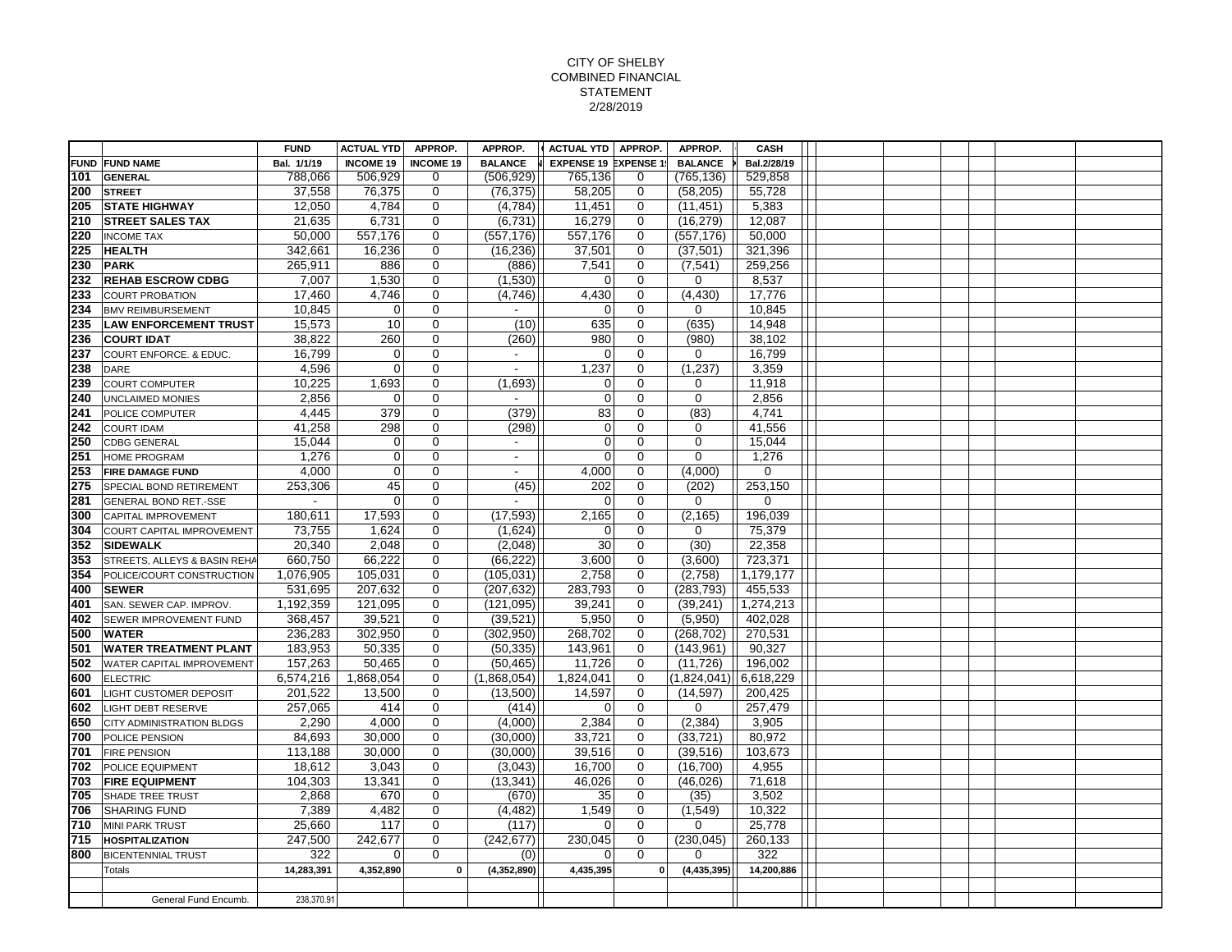# CITY OF SHELBY
## COMBINED FINANCIAL STATEMENT
## 2/28/2019

| FUND | FUND NAME | FUND Bal. 1/1/19 | ACTUAL YTD INCOME 19 | APPROP. INCOME 19 | APPROP. BALANCE | ACTUAL YTD EXPENSE 19 | APPROP. EXPENSE 19 | APPROP. BALANCE | CASH Bal.2/28/19 |
|---|---|---|---|---|---|---|---|---|---|
| 101 | **GENERAL** | 788,066 | 506,929 | 0 | (506,929) | 765,136 | 0 | (765,136) | 529,858 |
| 200 | **STREET** | 37,558 | 76,375 | 0 | (76,375) | 58,205 | 0 | (58,205) | 55,728 |
| 205 | **STATE HIGHWAY** | 12,050 | 4,784 | 0 | (4,784) | 11,451 | 0 | (11,451) | 5,383 |
| 210 | **STREET SALES TAX** | 21,635 | 6,731 | 0 | (6,731) | 16,279 | 0 | (16,279) | 12,087 |
| 220 | INCOME TAX | 50,000 | 557,176 | 0 | (557,176) | 557,176 | 0 | (557,176) | 50,000 |
| 225 | **HEALTH** | 342,661 | 16,236 | 0 | (16,236) | 37,501 | 0 | (37,501) | 321,396 |
| 230 | **PARK** | 265,911 | 886 | 0 | (886) | 7,541 | 0 | (7,541) | 259,256 |
| 232 | **REHAB ESCROW CDBG** | 7,007 | 1,530 | 0 | (1,530) | 0 | 0 | 0 | 8,537 |
| 233 | COURT PROBATION | 17,460 | 4,746 | 0 | (4,746) | 4,430 | 0 | (4,430) | 17,776 |
| 234 | BMV REIMBURSEMENT | 10,845 | 0 | 0 | - | 0 | 0 | 0 | 10,845 |
| 235 | **LAW ENFORCEMENT TRUST** | 15,573 | 10 | 0 | (10) | 635 | 0 | (635) | 14,948 |
| 236 | **COURT IDAT** | 38,822 | 260 | 0 | (260) | 980 | 0 | (980) | 38,102 |
| 237 | COURT ENFORCE. & EDUC. | 16,799 | 0 | 0 | - | 0 | 0 | 0 | 16,799 |
| 238 | DARE | 4,596 | 0 | 0 | - | 1,237 | 0 | (1,237) | 3,359 |
| 239 | COURT COMPUTER | 10,225 | 1,693 | 0 | (1,693) | 0 | 0 | 0 | 11,918 |
| 240 | UNCLAIMED MONIES | 2,856 | 0 | 0 | - | 0 | 0 | 0 | 2,856 |
| 241 | POLICE COMPUTER | 4,445 | 379 | 0 | (379) | 83 | 0 | (83) | 4,741 |
| 242 | COURT IDAM | 41,258 | 298 | 0 | (298) | 0 | 0 | 0 | 41,556 |
| 250 | CDBG GENERAL | 15,044 | 0 | 0 | - | 0 | 0 | 0 | 15,044 |
| 251 | HOME PROGRAM | 1,276 | 0 | 0 | - | 0 | 0 | 0 | 1,276 |
| 253 | **FIRE DAMAGE FUND** | 4,000 | 0 | 0 | - | 4,000 | 0 | (4,000) | 0 |
| 275 | SPECIAL BOND RETIREMENT | 253,306 | 45 | 0 | (45) | 202 | 0 | (202) | 253,150 |
| 281 | GENERAL BOND RET.-SSE | - | 0 | 0 | - | 0 | 0 | 0 | 0 |
| 300 | CAPITAL IMPROVEMENT | 180,611 | 17,593 | 0 | (17,593) | 2,165 | 0 | (2,165) | 196,039 |
| 304 | COURT CAPITAL IMPROVEMENT | 73,755 | 1,624 | 0 | (1,624) | 0 | 0 | 0 | 75,379 |
| 352 | **SIDEWALK** | 20,340 | 2,048 | 0 | (2,048) | 30 | 0 | (30) | 22,358 |
| 353 | STREETS, ALLEYS & BASIN REHA | 660,750 | 66,222 | 0 | (66,222) | 3,600 | 0 | (3,600) | 723,371 |
| 354 | POLICE/COURT CONSTRUCTION | 1,076,905 | 105,031 | 0 | (105,031) | 2,758 | 0 | (2,758) | 1,179,177 |
| 400 | **SEWER** | 531,695 | 207,632 | 0 | (207,632) | 283,793 | 0 | (283,793) | 455,533 |
| 401 | SAN. SEWER CAP. IMPROV. | 1,192,359 | 121,095 | 0 | (121,095) | 39,241 | 0 | (39,241) | 1,274,213 |
| 402 | SEWER IMPROVEMENT FUND | 368,457 | 39,521 | 0 | (39,521) | 5,950 | 0 | (5,950) | 402,028 |
| 500 | **WATER** | 236,283 | 302,950 | 0 | (302,950) | 268,702 | 0 | (268,702) | 270,531 |
| 501 | **WATER TREATMENT PLANT** | 183,953 | 50,335 | 0 | (50,335) | 143,961 | 0 | (143,961) | 90,327 |
| 502 | WATER CAPITAL IMPROVEMENT | 157,263 | 50,465 | 0 | (50,465) | 11,726 | 0 | (11,726) | 196,002 |
| 600 | ELECTRIC | 6,574,216 | 1,868,054 | 0 | (1,868,054) | 1,824,041 | 0 | (1,824,041) | 6,618,229 |
| 601 | LIGHT CUSTOMER DEPOSIT | 201,522 | 13,500 | 0 | (13,500) | 14,597 | 0 | (14,597) | 200,425 |
| 602 | LIGHT DEBT RESERVE | 257,065 | 414 | 0 | (414) | 0 | 0 | 0 | 257,479 |
| 650 | CITY ADMINISTRATION BLDGS | 2,290 | 4,000 | 0 | (4,000) | 2,384 | 0 | (2,384) | 3,905 |
| 700 | POLICE PENSION | 84,693 | 30,000 | 0 | (30,000) | 33,721 | 0 | (33,721) | 80,972 |
| 701 | FIRE PENSION | 113,188 | 30,000 | 0 | (30,000) | 39,516 | 0 | (39,516) | 103,673 |
| 702 | POLICE EQUIPMENT | 18,612 | 3,043 | 0 | (3,043) | 16,700 | 0 | (16,700) | 4,955 |
| 703 | **FIRE EQUIPMENT** | 104,303 | 13,341 | 0 | (13,341) | 46,026 | 0 | (46,026) | 71,618 |
| 705 | SHADE TREE TRUST | 2,868 | 670 | 0 | (670) | 35 | 0 | (35) | 3,502 |
| 706 | SHARING FUND | 7,389 | 4,482 | 0 | (4,482) | 1,549 | 0 | (1,549) | 10,322 |
| 710 | MINI PARK TRUST | 25,660 | 117 | 0 | (117) | 0 | 0 | 0 | 25,778 |
| 715 | **HOSPITALIZATION** | 247,500 | 242,677 | 0 | (242,677) | 230,045 | 0 | (230,045) | 260,133 |
| 800 | BICENTENNIAL TRUST | 322 | 0 | 0 | (0) | 0 | 0 | 0 | 322 |
| | Totals | **14,283,391** | **4,352,890** | **0** | **(4,352,890)** | **4,435,395** | **0** | **(4,435,395)** | **14,200,886** |
| | | | | | | | | | |
| | General Fund Encumb. | 238,370.91 | | | | | | | |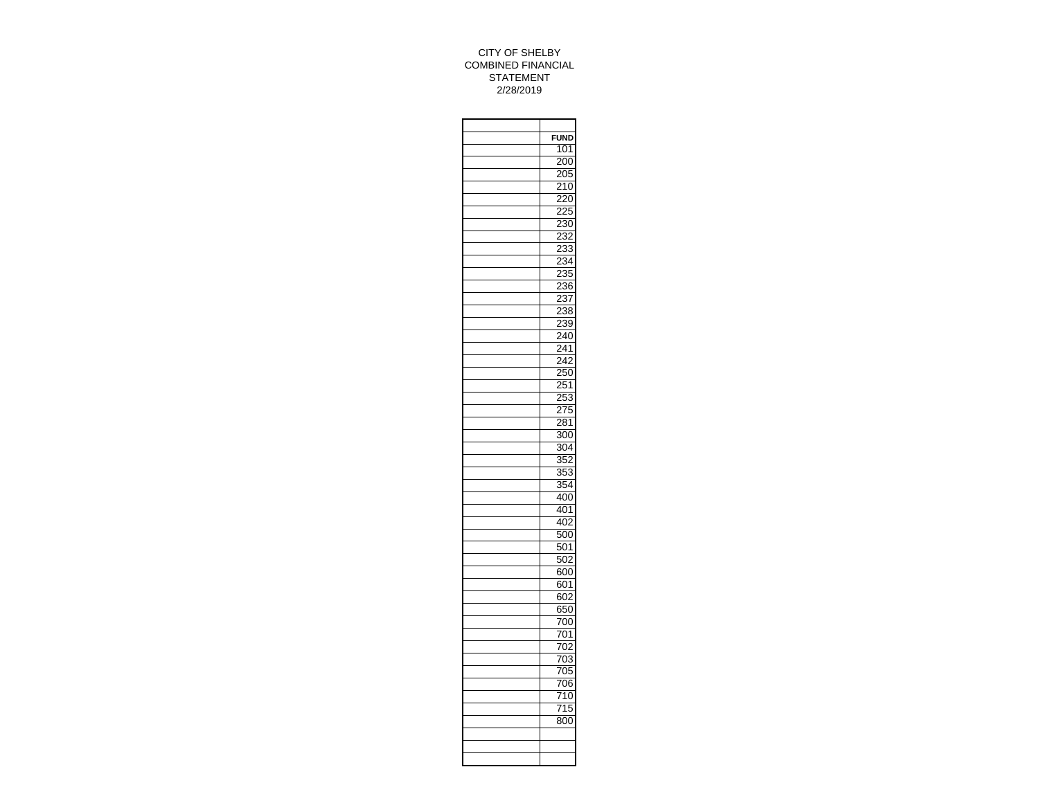CITY OF SHELBY
COMBINED FINANCIAL
STATEMENT
2/28/2019

| | |
|---|---|
| | **FUND** |
| | 101 |
| | 200 |
| | 205 |
| | 210 |
| | 220 |
| | 225 |
| | 230 |
| | 232 |
| | 233 |
| | 234 |
| | 235 |
| | 236 |
| | 237 |
| | 238 |
| | 239 |
| | 240 |
| | 241 |
| | 242 |
| | 250 |
| | 251 |
| | 253 |
| | 275 |
| | 281 |
| | 300 |
| | 304 |
| | 352 |
| | 353 |
| | 354 |
| | 400 |
| | 401 |
| | 402 |
| | 500 |
| | 501 |
| | 502 |
| | 600 |
| | 601 |
| | 602 |
| | 650 |
| | 700 |
| | 701 |
| | 702 |
| | 703 |
| | 705 |
| | 706 |
| | 710 |
| | 715 |
| | 800 |
| | |
| | |
| | |